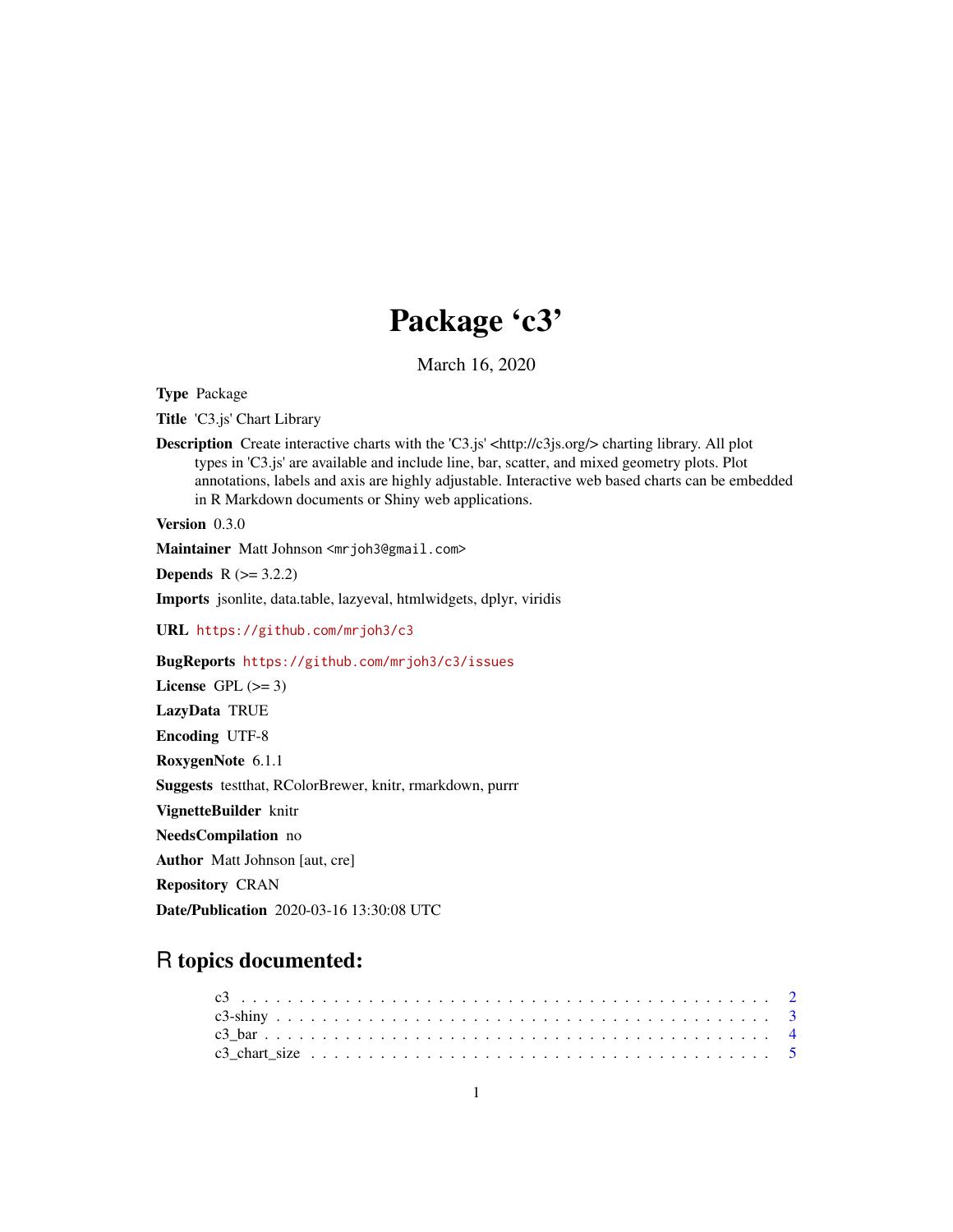# Package 'c3'

March 16, 2020

**Type** Package

**Title** 'C3.js' Chart Library

**Description** Create interactive charts with the 'C3.js' <http://c3js.org/> charting library. All plot types in 'C3.js' are available and include line, bar, scatter, and mixed geometry plots. Plot annotations, labels and axis are highly adjustable. Interactive web based charts can be embedded in R Markdown documents or Shiny web applications.

**Version** 0.3.0

**Maintainer** Matt Johnson <mrjoh3@gmail.com>

**Depends** R (>= 3.2.2)

**Imports** jsonlite, data.table, lazyeval, htmlwidgets, dplyr, viridis

**URL** https://github.com/mrjoh3/c3

**BugReports** https://github.com/mrjoh3/c3/issues

**License** GPL (>= 3)

**LazyData** TRUE

**Encoding** UTF-8

**RoxygenNote** 6.1.1

**Suggests** testthat, RColorBrewer, knitr, rmarkdown, purrr

**VignetteBuilder** knitr

**NeedsCompilation** no

**Author** Matt Johnson [aut, cre]

**Repository** CRAN

**Date/Publication** 2020-03-16 13:30:08 UTC

## R topics documented:

c3 . . . . . . . . . . . . . . . . . . . . . . . . . . . . . . . . . . . . . . . . . . . . 2
c3-shiny . . . . . . . . . . . . . . . . . . . . . . . . . . . . . . . . . . . . . . . . . 3
c3_bar . . . . . . . . . . . . . . . . . . . . . . . . . . . . . . . . . . . . . . . . . . 4
c3_chart_size . . . . . . . . . . . . . . . . . . . . . . . . . . . . . . . . . . . . . . 5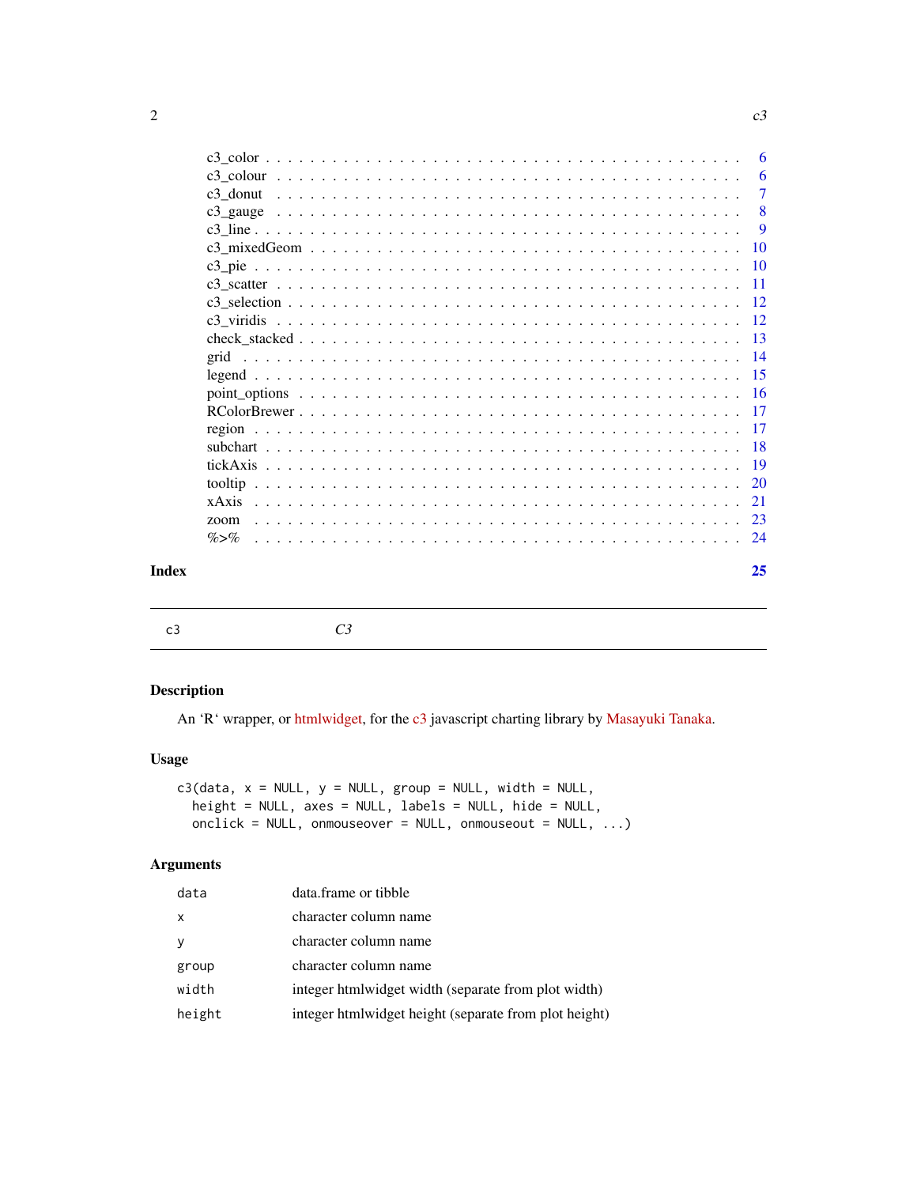c3_color . . . . . . . . . . . . . . . . . . . . . . . . . . . . . . . . . . . . . . . . 6
c3_colour . . . . . . . . . . . . . . . . . . . . . . . . . . . . . . . . . . . . . . . 6
c3_donut . . . . . . . . . . . . . . . . . . . . . . . . . . . . . . . . . . . . . . . . 7
c3_gauge . . . . . . . . . . . . . . . . . . . . . . . . . . . . . . . . . . . . . . . . 8
c3_line . . . . . . . . . . . . . . . . . . . . . . . . . . . . . . . . . . . . . . . . . 9
c3_mixedGeom . . . . . . . . . . . . . . . . . . . . . . . . . . . . . . . . . . . . . 10
c3_pie . . . . . . . . . . . . . . . . . . . . . . . . . . . . . . . . . . . . . . . . . 10
c3_scatter . . . . . . . . . . . . . . . . . . . . . . . . . . . . . . . . . . . . . . . 11
c3_selection . . . . . . . . . . . . . . . . . . . . . . . . . . . . . . . . . . . . . . 12
c3_viridis . . . . . . . . . . . . . . . . . . . . . . . . . . . . . . . . . . . . . . . 12
check_stacked . . . . . . . . . . . . . . . . . . . . . . . . . . . . . . . . . . . . . 13
grid . . . . . . . . . . . . . . . . . . . . . . . . . . . . . . . . . . . . . . . . . . 14
legend . . . . . . . . . . . . . . . . . . . . . . . . . . . . . . . . . . . . . . . . . 15
point_options . . . . . . . . . . . . . . . . . . . . . . . . . . . . . . . . . . . . . 16
RColorBrewer . . . . . . . . . . . . . . . . . . . . . . . . . . . . . . . . . . . . . . 17
region . . . . . . . . . . . . . . . . . . . . . . . . . . . . . . . . . . . . . . . . . 17
subchart . . . . . . . . . . . . . . . . . . . . . . . . . . . . . . . . . . . . . . . . 18
tickAxis . . . . . . . . . . . . . . . . . . . . . . . . . . . . . . . . . . . . . . . . 19
tooltip . . . . . . . . . . . . . . . . . . . . . . . . . . . . . . . . . . . . . . . . . 20
xAxis . . . . . . . . . . . . . . . . . . . . . . . . . . . . . . . . . . . . . . . . . 21
zoom . . . . . . . . . . . . . . . . . . . . . . . . . . . . . . . . . . . . . . . . . . 23
%>% . . . . . . . . . . . . . . . . . . . . . . . . . . . . . . . . . . . . . . . . . . 24

**Index** **25**

---

## c3 — *C3*

### Description

An 'R' wrapper, or htmlwidget, for the c3 javascript charting library by Masayuki Tanaka.

### Usage

```
c3(data, x = NULL, y = NULL, group = NULL, width = NULL,
  height = NULL, axes = NULL, labels = NULL, hide = NULL,
  onclick = NULL, onmouseover = NULL, onmouseout = NULL, ...)
```

### Arguments

| | |
|---|---|
| `data` | data.frame or tibble |
| `x` | character column name |
| `y` | character column name |
| `group` | character column name |
| `width` | integer htmlwidget width (separate from plot width) |
| `height` | integer htmlwidget height (separate from plot height) |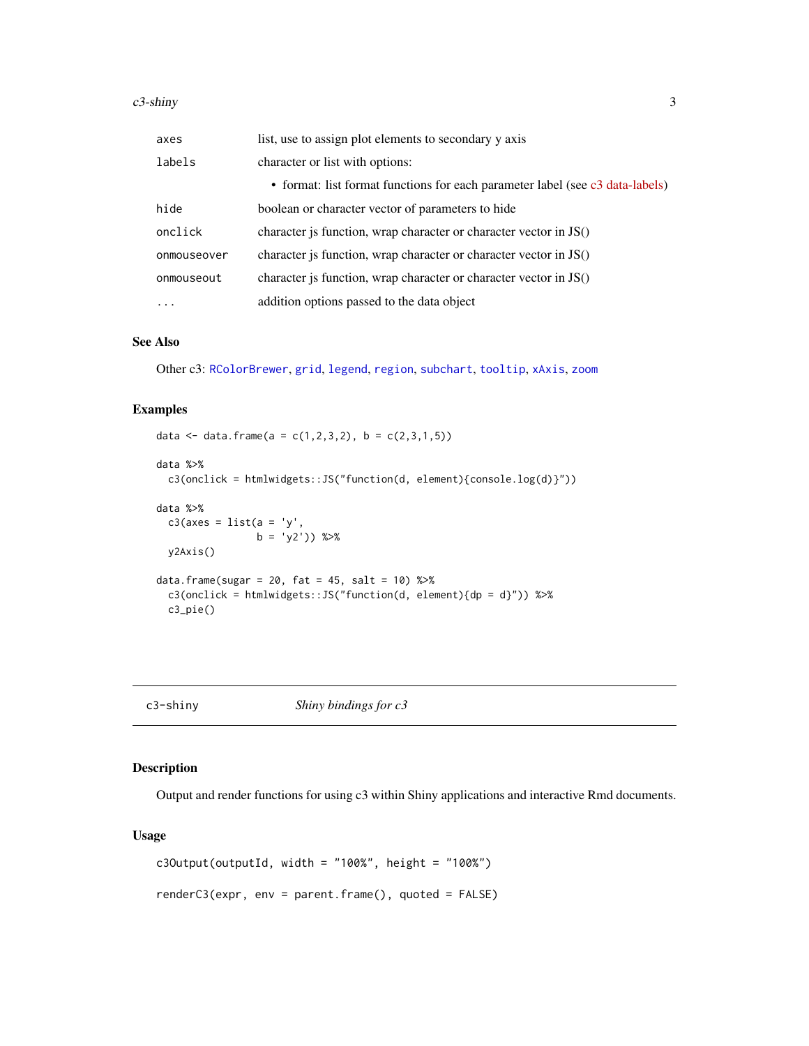| | |
|---|---|
| `axes` | list, use to assign plot elements to secondary y axis |
| `labels` | character or list with options:<br>• format: list format functions for each parameter label (see c3 data-labels) |
| `hide` | boolean or character vector of parameters to hide |
| `onclick` | character js function, wrap character or character vector in JS() |
| `onmouseover` | character js function, wrap character or character vector in JS() |
| `onmouseout` | character js function, wrap character or character vector in JS() |
| `...` | addition options passed to the data object |

### See Also

Other c3: `RColorBrewer`, `grid`, `legend`, `region`, `subchart`, `tooltip`, `xAxis`, `zoom`

### Examples

```
data <- data.frame(a = c(1,2,3,2), b = c(2,3,1,5))

data %>%
  c3(onclick = htmlwidgets::JS("function(d, element){console.log(d)}"))

data %>%
  c3(axes = list(a = 'y',
                 b = 'y2')) %>%
  y2Axis()

data.frame(sugar = 20, fat = 45, salt = 10) %>%
  c3(onclick = htmlwidgets::JS("function(d, element){dp = d}")) %>%
  c3_pie()
```

---

## `c3-shiny` *Shiny bindings for c3*

---

### Description

Output and render functions for using c3 within Shiny applications and interactive Rmd documents.

### Usage

```
c3Output(outputId, width = "100%", height = "100%")

renderC3(expr, env = parent.frame(), quoted = FALSE)
```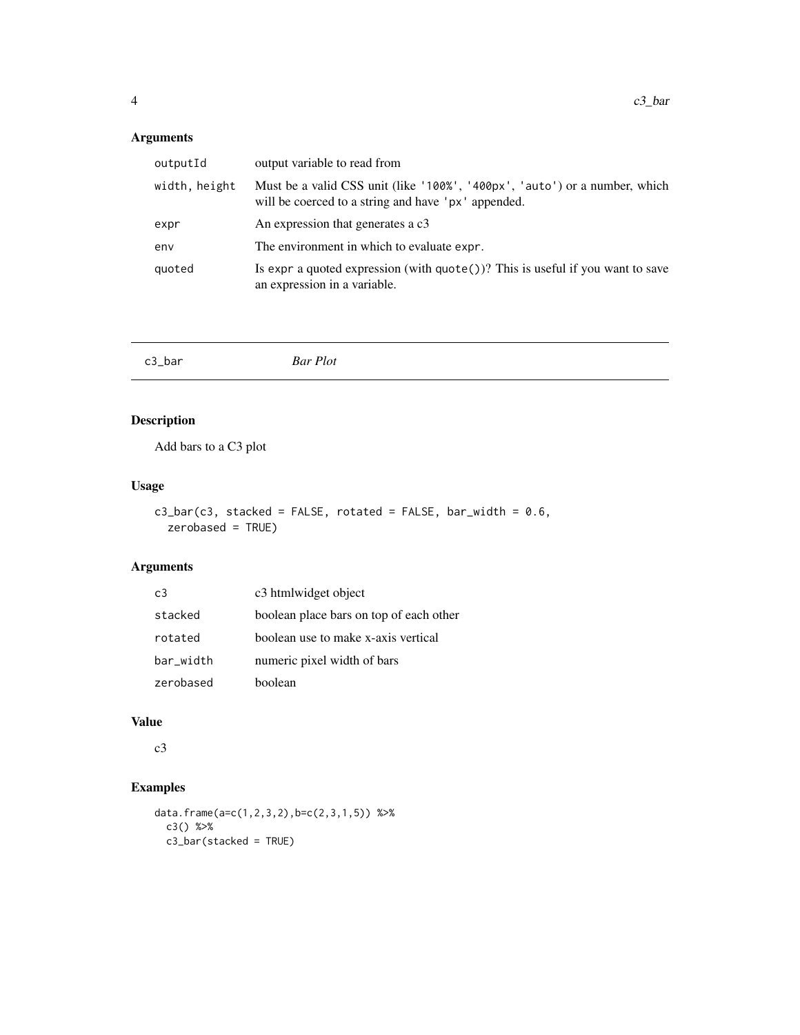## Arguments

| | |
|---|---|
| outputId | output variable to read from |
| width, height | Must be a valid CSS unit (like '100%', '400px', 'auto') or a number, which will be coerced to a string and have 'px' appended. |
| expr | An expression that generates a c3 |
| env | The environment in which to evaluate expr. |
| quoted | Is expr a quoted expression (with quote())? This is useful if you want to save an expression in a variable. |

---

# c3_bar *Bar Plot*

---

## Description

Add bars to a C3 plot

## Usage

```
c3_bar(c3, stacked = FALSE, rotated = FALSE, bar_width = 0.6,
  zerobased = TRUE)
```

## Arguments

| | |
|---|---|
| c3 | c3 htmlwidget object |
| stacked | boolean place bars on top of each other |
| rotated | boolean use to make x-axis vertical |
| bar_width | numeric pixel width of bars |
| zerobased | boolean |

## Value

c3

## Examples

```
data.frame(a=c(1,2,3,2),b=c(2,3,1,5)) %>%
  c3() %>%
  c3_bar(stacked = TRUE)
```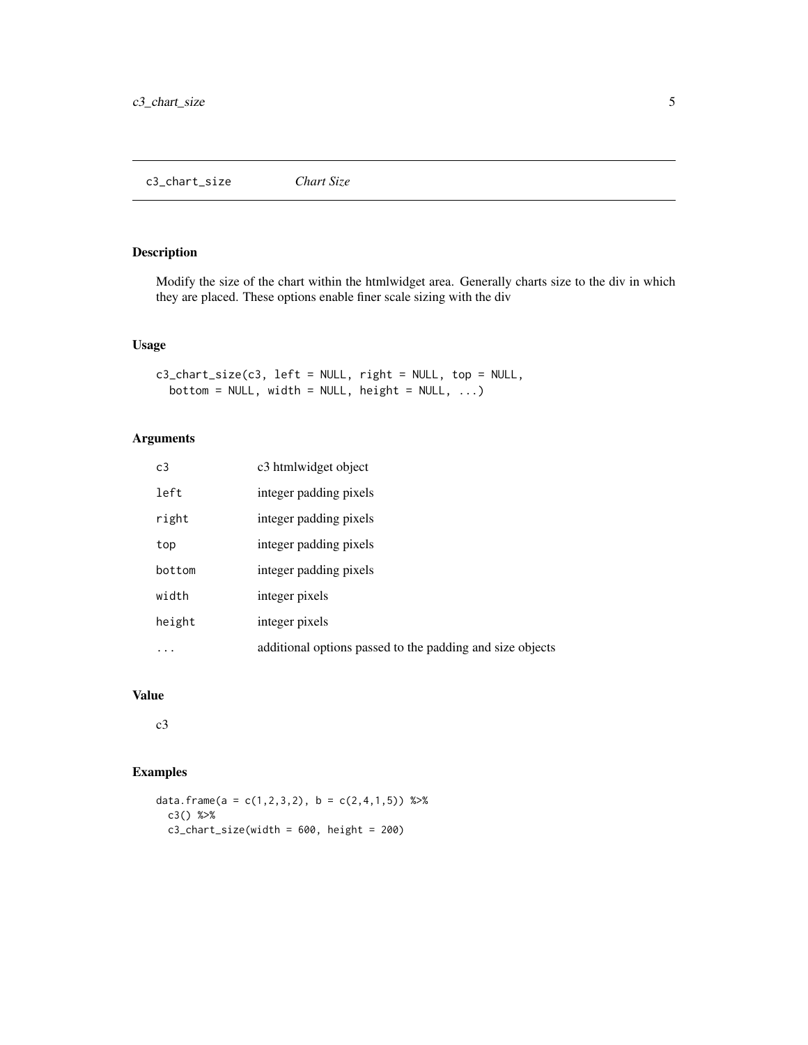## c3_chart_size — *Chart Size*

### Description

Modify the size of the chart within the htmlwidget area. Generally charts size to the div in which they are placed. These options enable finer scale sizing with the div

### Usage

```
c3_chart_size(c3, left = NULL, right = NULL, top = NULL,
  bottom = NULL, width = NULL, height = NULL, ...)
```

### Arguments

| | |
|---|---|
| `c3` | c3 htmlwidget object |
| `left` | integer padding pixels |
| `right` | integer padding pixels |
| `top` | integer padding pixels |
| `bottom` | integer padding pixels |
| `width` | integer pixels |
| `height` | integer pixels |
| `...` | additional options passed to the padding and size objects |

### Value

c3

### Examples

```
data.frame(a = c(1,2,3,2), b = c(2,4,1,5)) %>%
  c3() %>%
  c3_chart_size(width = 600, height = 200)
```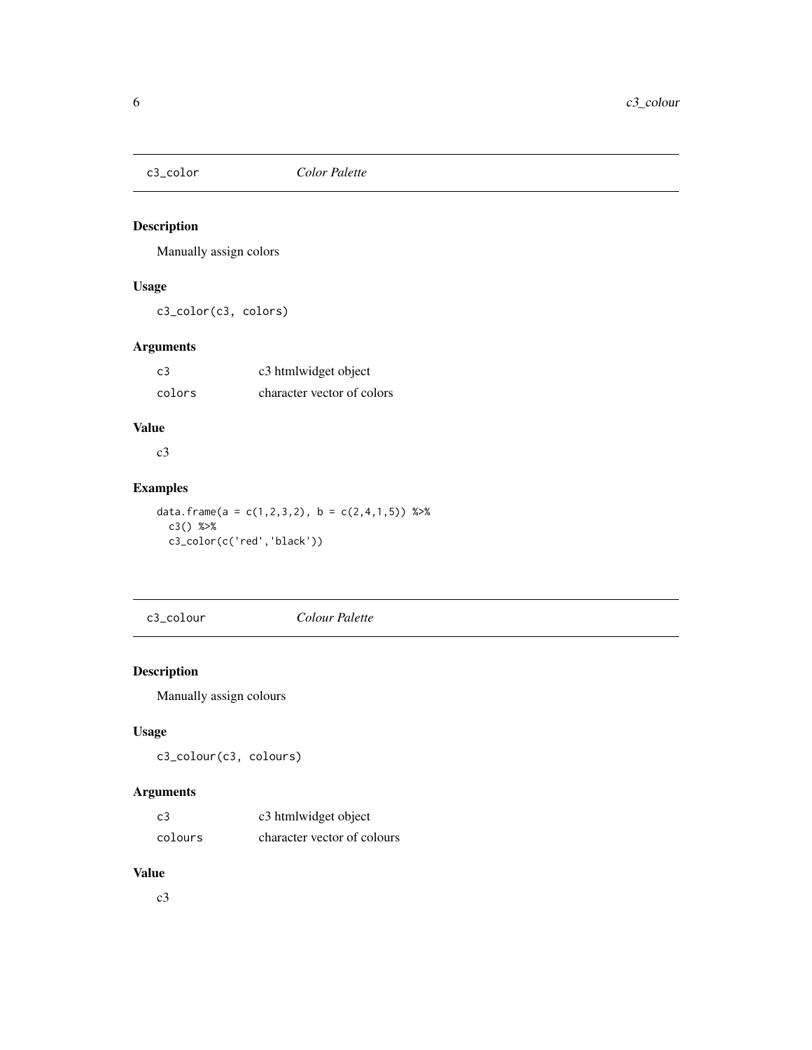## c3_color *Color Palette*

### Description

Manually assign colors

### Usage

```
c3_color(c3, colors)
```

### Arguments

| | |
|---|---|
| c3 | c3 htmlwidget object |
| colors | character vector of colors |

### Value

c3

### Examples

```
data.frame(a = c(1,2,3,2), b = c(2,4,1,5)) %>%
  c3() %>%
  c3_color(c('red','black'))
```

## c3_colour *Colour Palette*

### Description

Manually assign colours

### Usage

```
c3_colour(c3, colours)
```

### Arguments

| | |
|---|---|
| c3 | c3 htmlwidget object |
| colours | character vector of colours |

### Value

c3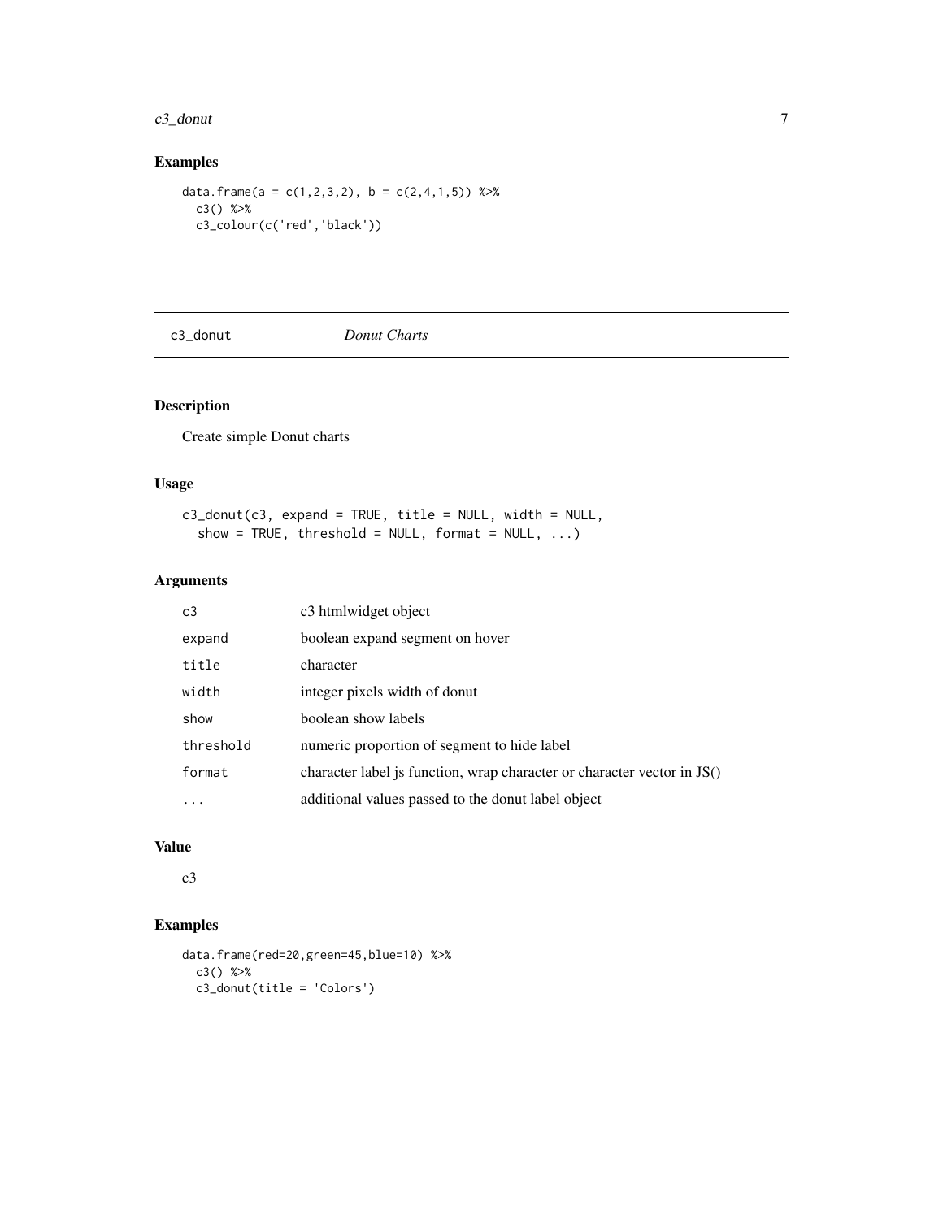## Examples

```
data.frame(a = c(1,2,3,2), b = c(2,4,1,5)) %>%
  c3() %>%
  c3_colour(c('red','black'))
```

---

# c3_donut *Donut Charts*

---

## Description

Create simple Donut charts

## Usage

```
c3_donut(c3, expand = TRUE, title = NULL, width = NULL,
  show = TRUE, threshold = NULL, format = NULL, ...)
```

## Arguments

| | |
|---|---|
| `c3` | c3 htmlwidget object |
| `expand` | boolean expand segment on hover |
| `title` | character |
| `width` | integer pixels width of donut |
| `show` | boolean show labels |
| `threshold` | numeric proportion of segment to hide label |
| `format` | character label js function, wrap character or character vector in JS() |
| `...` | additional values passed to the donut label object |

## Value

c3

## Examples

```
data.frame(red=20,green=45,blue=10) %>%
  c3() %>%
  c3_donut(title = 'Colors')
```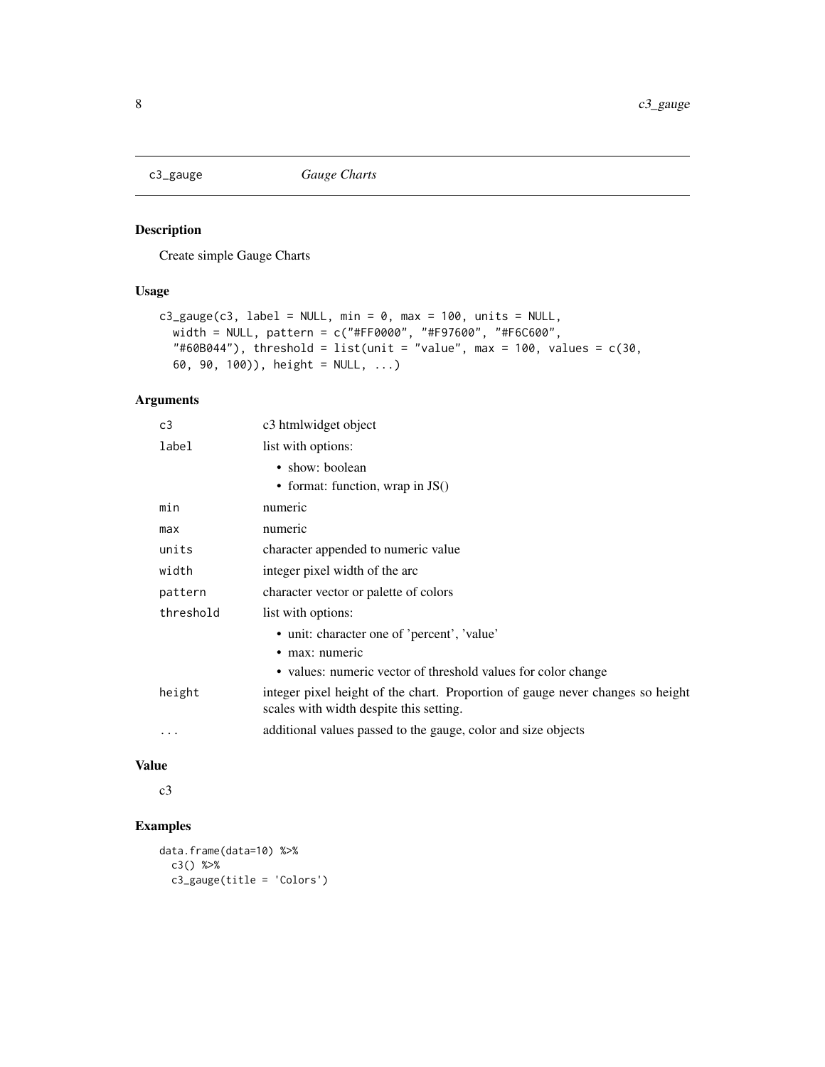# c3_gauge — *Gauge Charts*

## Description

Create simple Gauge Charts

## Usage

```
c3_gauge(c3, label = NULL, min = 0, max = 100, units = NULL,
  width = NULL, pattern = c("#FF0000", "#F97600", "#F6C600",
  "#60B044"), threshold = list(unit = "value", max = 100, values = c(30,
  60, 90, 100)), height = NULL, ...)
```

## Arguments

| Argument | Description |
|---|---|
| `c3` | c3 htmlwidget object |
| `label` | list with options: <br>• show: boolean <br>• format: function, wrap in JS() |
| `min` | numeric |
| `max` | numeric |
| `units` | character appended to numeric value |
| `width` | integer pixel width of the arc |
| `pattern` | character vector or palette of colors |
| `threshold` | list with options: <br>• unit: character one of 'percent', 'value' <br>• max: numeric <br>• values: numeric vector of threshold values for color change |
| `height` | integer pixel height of the chart. Proportion of gauge never changes so height scales with width despite this setting. |
| `...` | additional values passed to the gauge, color and size objects |

## Value

c3

## Examples

```
data.frame(data=10) %>%
  c3() %>%
  c3_gauge(title = 'Colors')
```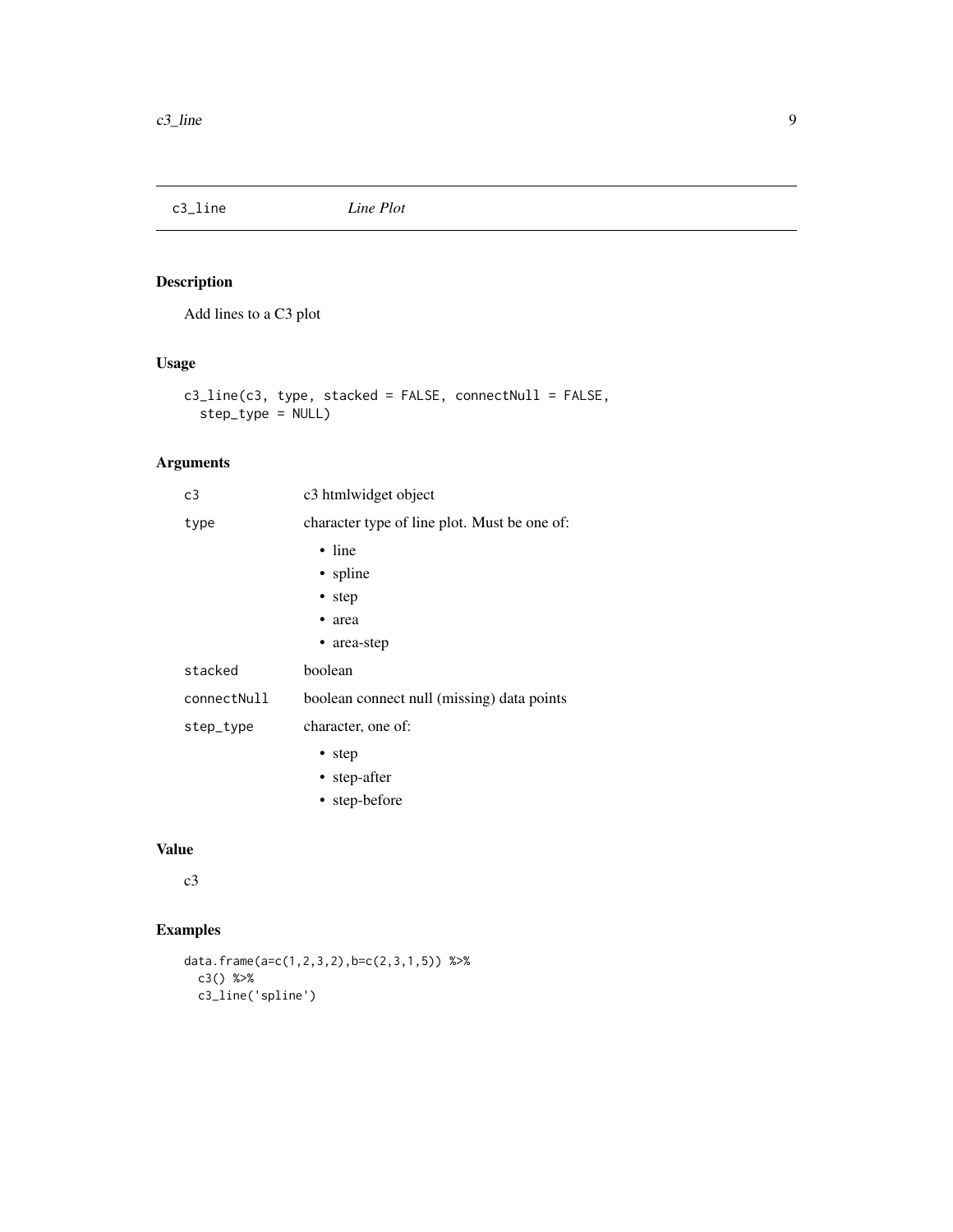# c3_line *Line Plot*

## Description

Add lines to a C3 plot

## Usage

```
c3_line(c3, type, stacked = FALSE, connectNull = FALSE,
  step_type = NULL)
```

## Arguments

| | |
|---|---|
| c3 | c3 htmlwidget object |
| type | character type of line plot. Must be one of: <ul><li>line</li><li>spline</li><li>step</li><li>area</li><li>area-step</li></ul> |
| stacked | boolean |
| connectNull | boolean connect null (missing) data points |
| step_type | character, one of: <ul><li>step</li><li>step-after</li><li>step-before</li></ul> |

## Value

c3

## Examples

```
data.frame(a=c(1,2,3,2),b=c(2,3,1,5)) %>%
  c3() %>%
  c3_line('spline')
```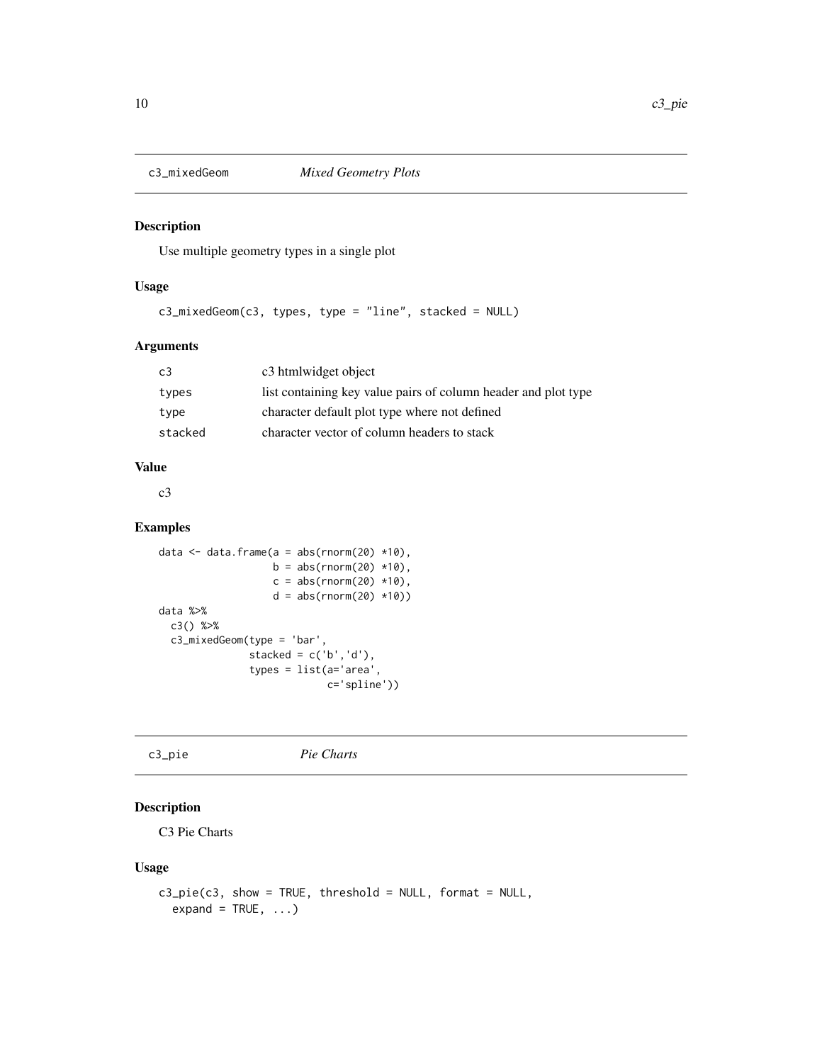## c3_mixedGeom *Mixed Geometry Plots*

### Description

Use multiple geometry types in a single plot

### Usage

```
c3_mixedGeom(c3, types, type = "line", stacked = NULL)
```

### Arguments

| | |
|---|---|
| c3 | c3 htmlwidget object |
| types | list containing key value pairs of column header and plot type |
| type | character default plot type where not defined |
| stacked | character vector of column headers to stack |

### Value

c3

### Examples

```
data <- data.frame(a = abs(rnorm(20) *10),
                   b = abs(rnorm(20) *10),
                   c = abs(rnorm(20) *10),
                   d = abs(rnorm(20) *10))
data %>%
  c3() %>%
  c3_mixedGeom(type = 'bar',
               stacked = c('b','d'),
               types = list(a='area',
                            c='spline'))
```

## c3_pie *Pie Charts*

### Description

C3 Pie Charts

### Usage

```
c3_pie(c3, show = TRUE, threshold = NULL, format = NULL,
  expand = TRUE, ...)
```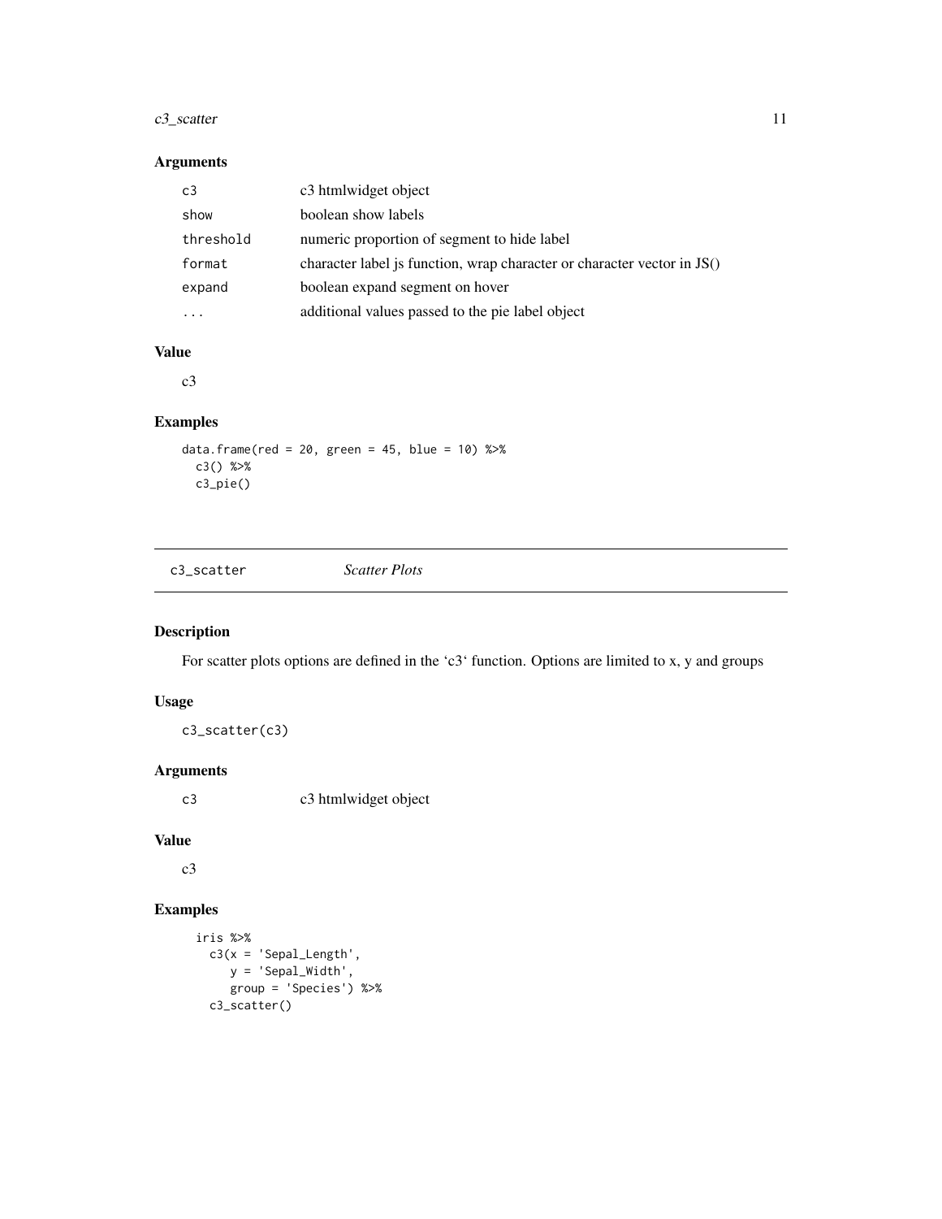### Arguments

| | |
|---|---|
| c3 | c3 htmlwidget object |
| show | boolean show labels |
| threshold | numeric proportion of segment to hide label |
| format | character label js function, wrap character or character vector in JS() |
| expand | boolean expand segment on hover |
| ... | additional values passed to the pie label object |

### Value

c3

### Examples

```
data.frame(red = 20, green = 45, blue = 10) %>%
  c3() %>%
  c3_pie()
```

## c3_scatter *Scatter Plots*

### Description

For scatter plots options are defined in the 'c3' function. Options are limited to x, y and groups

### Usage

```
c3_scatter(c3)
```

### Arguments

| | |
|---|---|
| c3 | c3 htmlwidget object |

### Value

c3

### Examples

```
iris %>%
  c3(x = 'Sepal_Length',
     y = 'Sepal_Width',
     group = 'Species') %>%
  c3_scatter()
```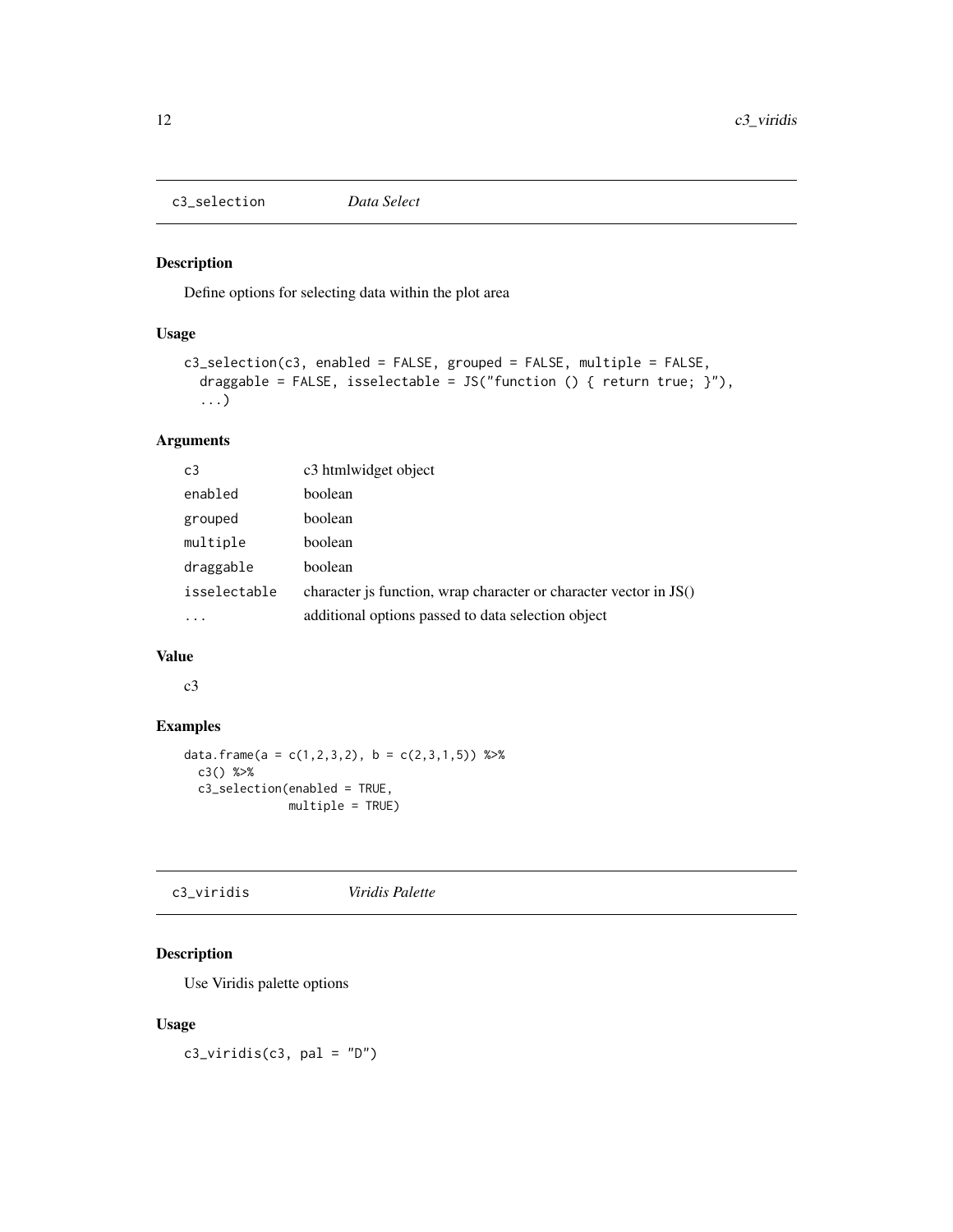## c3_selection *Data Select*

### Description

Define options for selecting data within the plot area

### Usage

```
c3_selection(c3, enabled = FALSE, grouped = FALSE, multiple = FALSE,
  draggable = FALSE, isselectable = JS("function () { return true; }"),
  ...)
```

### Arguments

| | |
|---|---|
| c3 | c3 htmlwidget object |
| enabled | boolean |
| grouped | boolean |
| multiple | boolean |
| draggable | boolean |
| isselectable | character js function, wrap character or character vector in JS() |
| ... | additional options passed to data selection object |

### Value

c3

### Examples

```
data.frame(a = c(1,2,3,2), b = c(2,3,1,5)) %>%
  c3() %>%
  c3_selection(enabled = TRUE,
               multiple = TRUE)
```

## c3_viridis *Viridis Palette*

### Description

Use Viridis palette options

### Usage

```
c3_viridis(c3, pal = "D")
```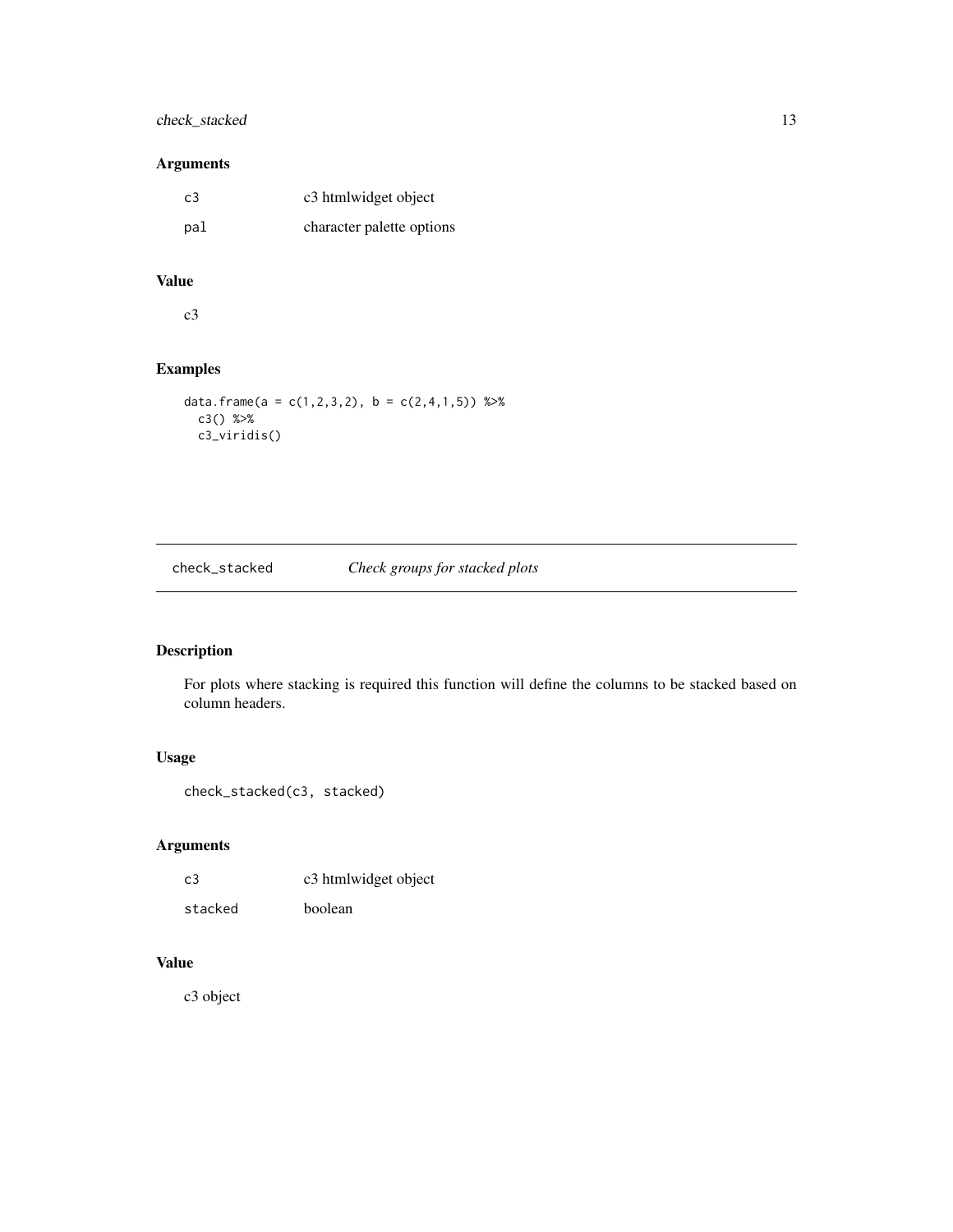## Arguments

| | |
|---|---|
| `c3` | c3 htmlwidget object |
| `pal` | character palette options |

## Value

c3

## Examples

```
data.frame(a = c(1,2,3,2), b = c(2,4,1,5)) %>%
  c3() %>%
  c3_viridis()
```

---

# check_stacked — *Check groups for stacked plots*

---

## Description

For plots where stacking is required this function will define the columns to be stacked based on column headers.

## Usage

```
check_stacked(c3, stacked)
```

## Arguments

| | |
|---|---|
| `c3` | c3 htmlwidget object |
| `stacked` | boolean |

## Value

c3 object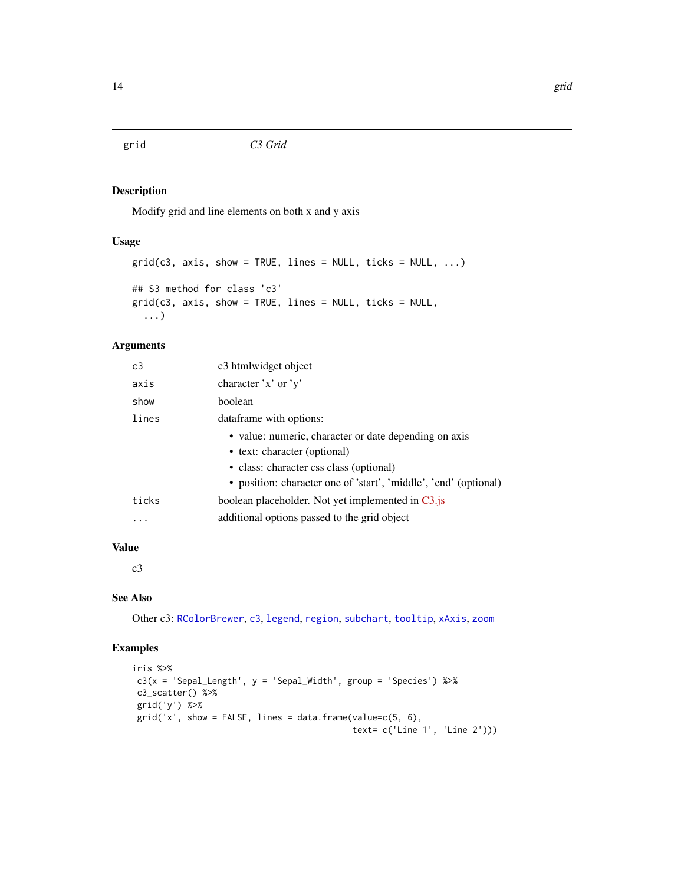# grid — C3 Grid

## Description

Modify grid and line elements on both x and y axis

## Usage

```
grid(c3, axis, show = TRUE, lines = NULL, ticks = NULL, ...)

## S3 method for class 'c3'
grid(c3, axis, show = TRUE, lines = NULL, ticks = NULL,
  ...)
```

## Arguments

| Argument | Description |
|---|---|
| `c3` | c3 htmlwidget object |
| `axis` | character 'x' or 'y' |
| `show` | boolean |
| `lines` | dataframe with options: <br>• value: numeric, character or date depending on axis<br>• text: character (optional)<br>• class: character css class (optional)<br>• position: character one of 'start', 'middle', 'end' (optional) |
| `ticks` | boolean placeholder. Not yet implemented in C3.js |
| `...` | additional options passed to the grid object |

## Value

c3

## See Also

Other c3: `RColorBrewer`, `c3`, `legend`, `region`, `subchart`, `tooltip`, `xAxis`, `zoom`

## Examples

```
iris %>%
 c3(x = 'Sepal_Length', y = 'Sepal_Width', group = 'Species') %>%
 c3_scatter() %>%
 grid('y') %>%
 grid('x', show = FALSE, lines = data.frame(value=c(5, 6),
                                            text= c('Line 1', 'Line 2')))
```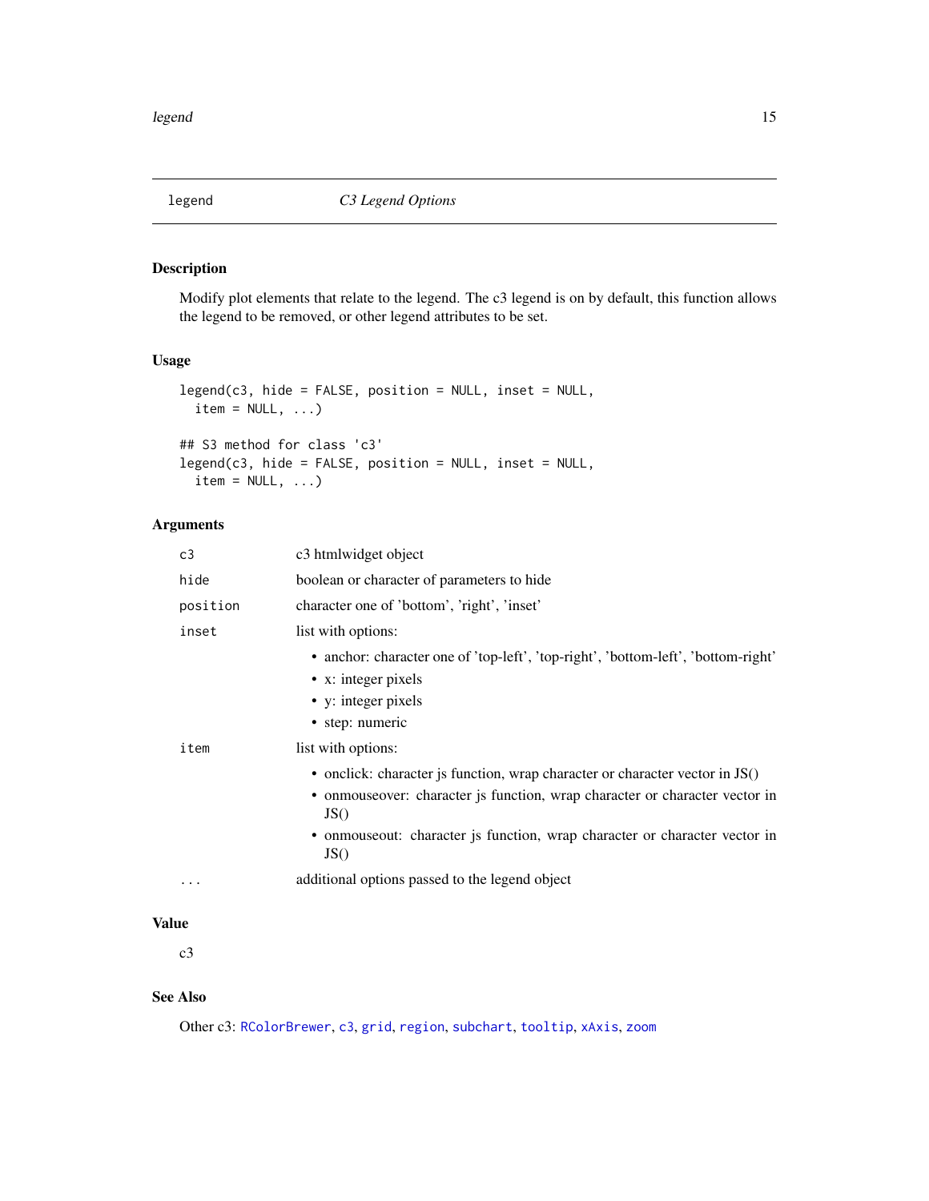# legend — *C3 Legend Options*

## Description

Modify plot elements that relate to the legend. The c3 legend is on by default, this function allows the legend to be removed, or other legend attributes to be set.

## Usage

```
legend(c3, hide = FALSE, position = NULL, inset = NULL,
  item = NULL, ...)

## S3 method for class 'c3'
legend(c3, hide = FALSE, position = NULL, inset = NULL,
  item = NULL, ...)
```

## Arguments

| Argument | Description |
| --- | --- |
| `c3` | c3 htmlwidget object |
| `hide` | boolean or character of parameters to hide |
| `position` | character one of 'bottom', 'right', 'inset' |
| `inset` | list with options: <br>• anchor: character one of 'top-left', 'top-right', 'bottom-left', 'bottom-right' <br>• x: integer pixels <br>• y: integer pixels <br>• step: numeric |
| `item` | list with options: <br>• onclick: character js function, wrap character or character vector in JS() <br>• onmouseover: character js function, wrap character or character vector in JS() <br>• onmouseout: character js function, wrap character or character vector in JS() |
| `...` | additional options passed to the legend object |

## Value

c3

## See Also

Other c3: `RColorBrewer`, `c3`, `grid`, `region`, `subchart`, `tooltip`, `xAxis`, `zoom`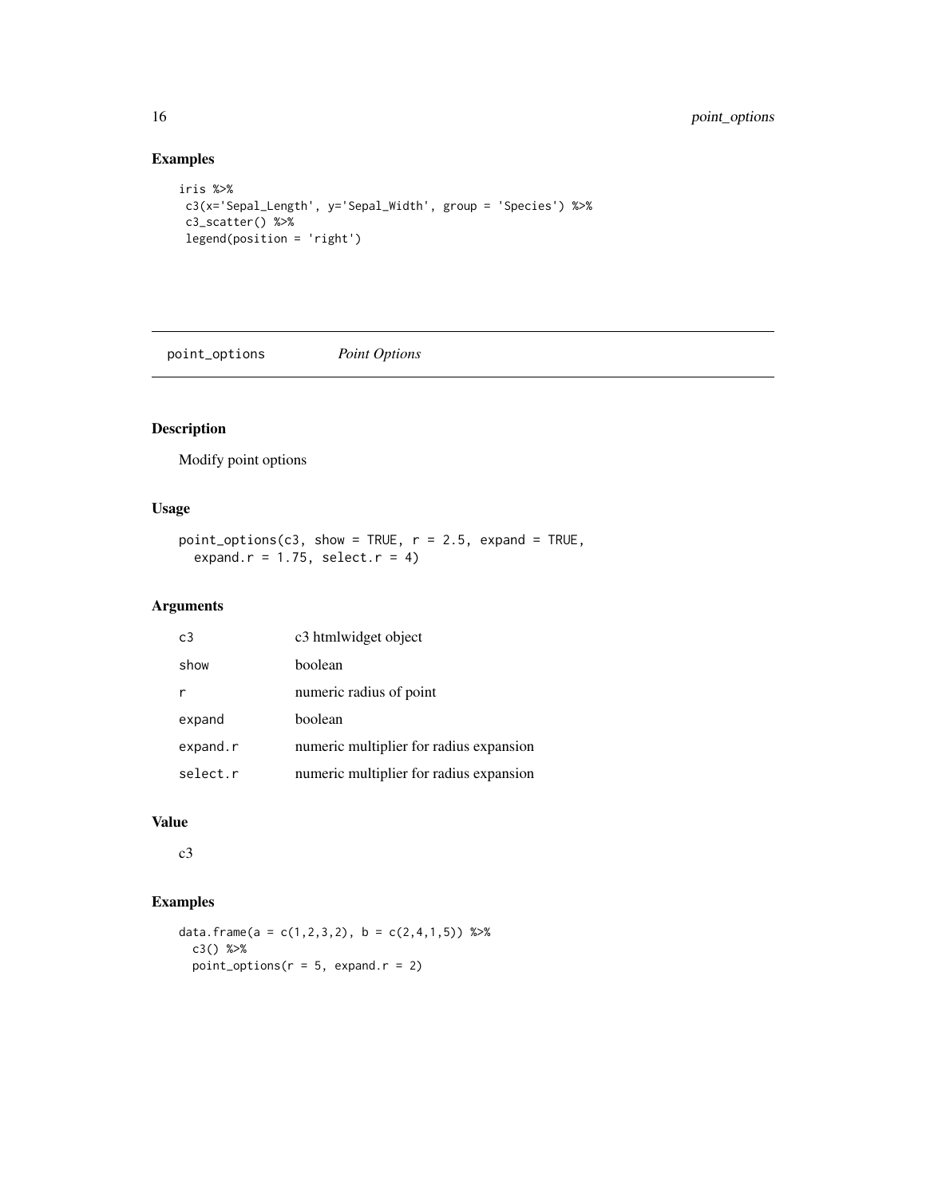## Examples

```
iris %>%
 c3(x='Sepal_Length', y='Sepal_Width', group = 'Species') %>%
 c3_scatter() %>%
 legend(position = 'right')
```

---

## point_options *Point Options*

---

### Description

Modify point options

### Usage

```
point_options(c3, show = TRUE, r = 2.5, expand = TRUE,
  expand.r = 1.75, select.r = 4)
```

### Arguments

| | |
|---|---|
| c3 | c3 htmlwidget object |
| show | boolean |
| r | numeric radius of point |
| expand | boolean |
| expand.r | numeric multiplier for radius expansion |
| select.r | numeric multiplier for radius expansion |

### Value

c3

### Examples

```
data.frame(a = c(1,2,3,2), b = c(2,4,1,5)) %>%
  c3() %>%
  point_options(r = 5, expand.r = 2)
```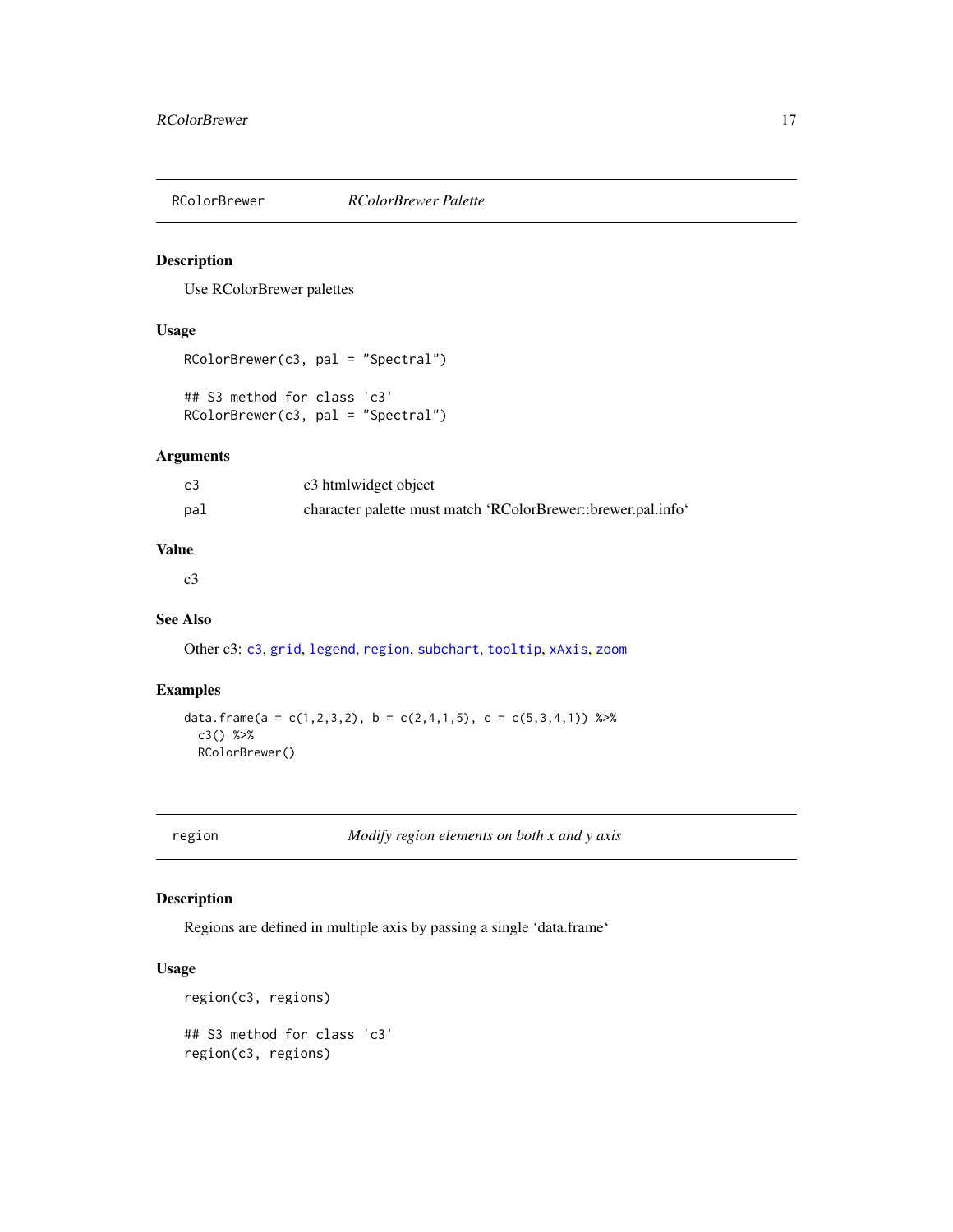## RColorBrewer — *RColorBrewer Palette*

### Description

Use RColorBrewer palettes

### Usage

```
RColorBrewer(c3, pal = "Spectral")

## S3 method for class 'c3'
RColorBrewer(c3, pal = "Spectral")
```

### Arguments

| | |
|---|---|
| c3 | c3 htmlwidget object |
| pal | character palette must match ‘RColorBrewer::brewer.pal.info‘ |

### Value

c3

### See Also

Other c3: c3, grid, legend, region, subchart, tooltip, xAxis, zoom

### Examples

```
data.frame(a = c(1,2,3,2), b = c(2,4,1,5), c = c(5,3,4,1)) %>%
  c3() %>%
  RColorBrewer()
```

## region — *Modify region elements on both x and y axis*

### Description

Regions are defined in multiple axis by passing a single ‘data.frame‘

### Usage

```
region(c3, regions)

## S3 method for class 'c3'
region(c3, regions)
```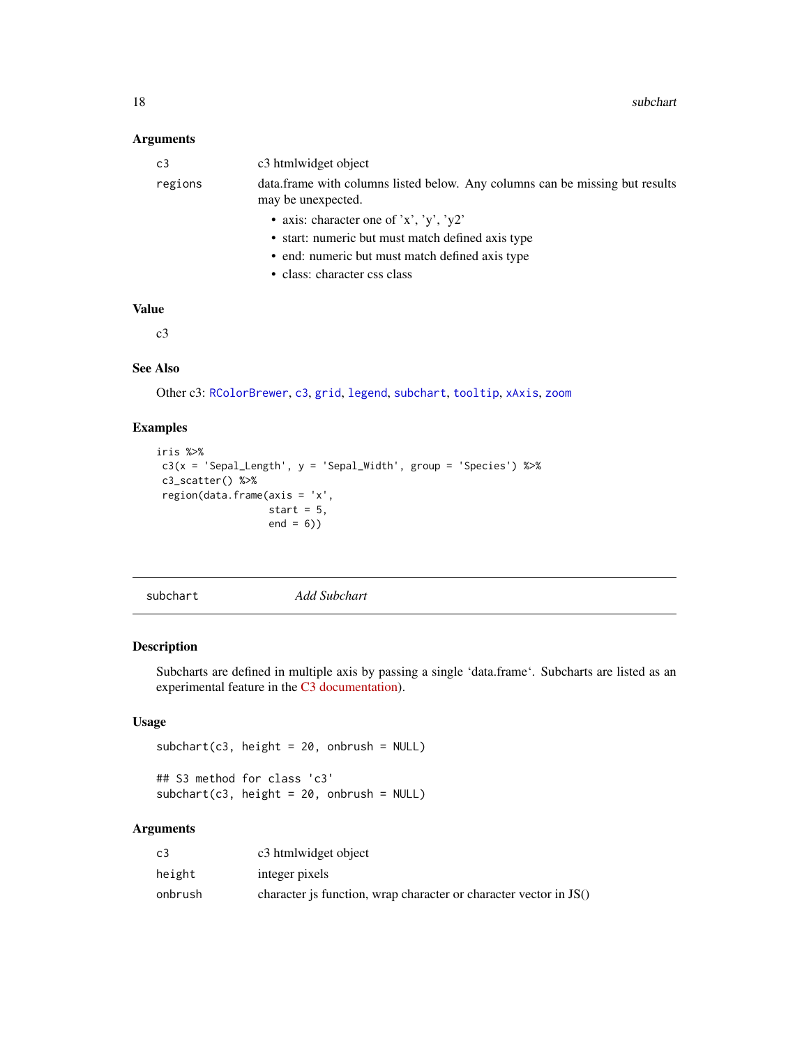### Arguments

| | |
|---|---|
| c3 | c3 htmlwidget object |
| regions | data.frame with columns listed below. Any columns can be missing but results may be unexpected.<br>• axis: character one of 'x', 'y', 'y2'<br>• start: numeric but must match defined axis type<br>• end: numeric but must match defined axis type<br>• class: character css class |

### Value

c3

### See Also

Other c3: RColorBrewer, c3, grid, legend, subchart, tooltip, xAxis, zoom

### Examples

```
iris %>%
 c3(x = 'Sepal_Length', y = 'Sepal_Width', group = 'Species') %>%
 c3_scatter() %>%
 region(data.frame(axis = 'x',
                   start = 5,
                   end = 6))
```

---

## subchart *Add Subchart*

### Description

Subcharts are defined in multiple axis by passing a single 'data.frame'. Subcharts are listed as an experimental feature in the C3 documentation).

### Usage

```
subchart(c3, height = 20, onbrush = NULL)

## S3 method for class 'c3'
subchart(c3, height = 20, onbrush = NULL)
```

### Arguments

| | |
|---|---|
| c3 | c3 htmlwidget object |
| height | integer pixels |
| onbrush | character js function, wrap character or character vector in JS() |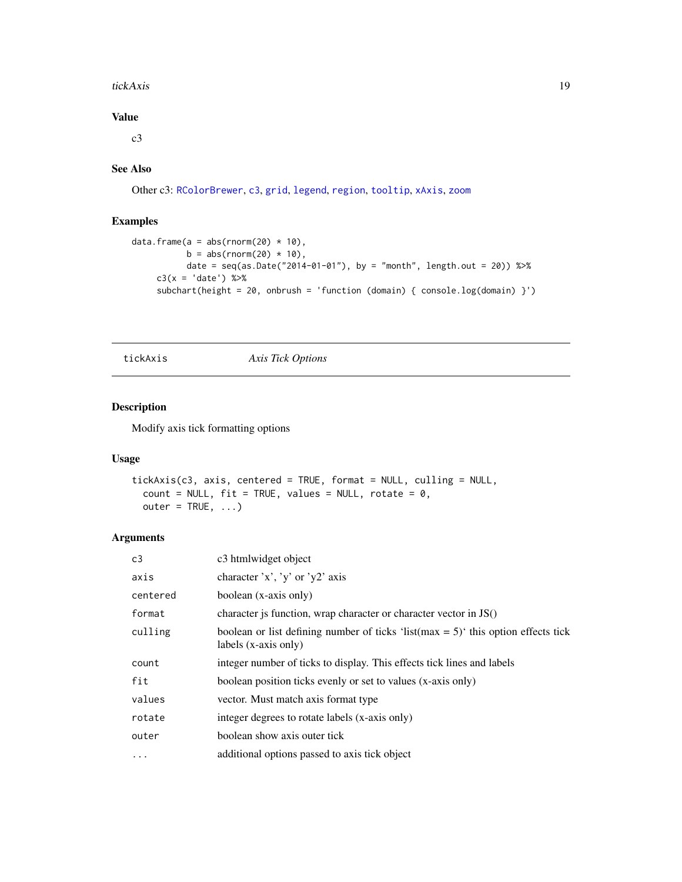### Value

c3

### See Also

Other c3: RColorBrewer, c3, grid, legend, region, tooltip, xAxis, zoom

### Examples

```
data.frame(a = abs(rnorm(20) * 10),
           b = abs(rnorm(20) * 10),
           date = seq(as.Date("2014-01-01"), by = "month", length.out = 20)) %>%
     c3(x = 'date') %>%
     subchart(height = 20, onbrush = 'function (domain) { console.log(domain) }')
```

---

## tickAxis *Axis Tick Options*

### Description

Modify axis tick formatting options

### Usage

```
tickAxis(c3, axis, centered = TRUE, format = NULL, culling = NULL,
  count = NULL, fit = TRUE, values = NULL, rotate = 0,
  outer = TRUE, ...)
```

### Arguments

| | |
|---|---|
| `c3` | c3 htmlwidget object |
| `axis` | character 'x', 'y' or 'y2' axis |
| `centered` | boolean (x-axis only) |
| `format` | character js function, wrap character or character vector in JS() |
| `culling` | boolean or list defining number of ticks 'list(max = 5)' this option effects tick labels (x-axis only) |
| `count` | integer number of ticks to display. This effects tick lines and labels |
| `fit` | boolean position ticks evenly or set to values (x-axis only) |
| `values` | vector. Must match axis format type |
| `rotate` | integer degrees to rotate labels (x-axis only) |
| `outer` | boolean show axis outer tick |
| `...` | additional options passed to axis tick object |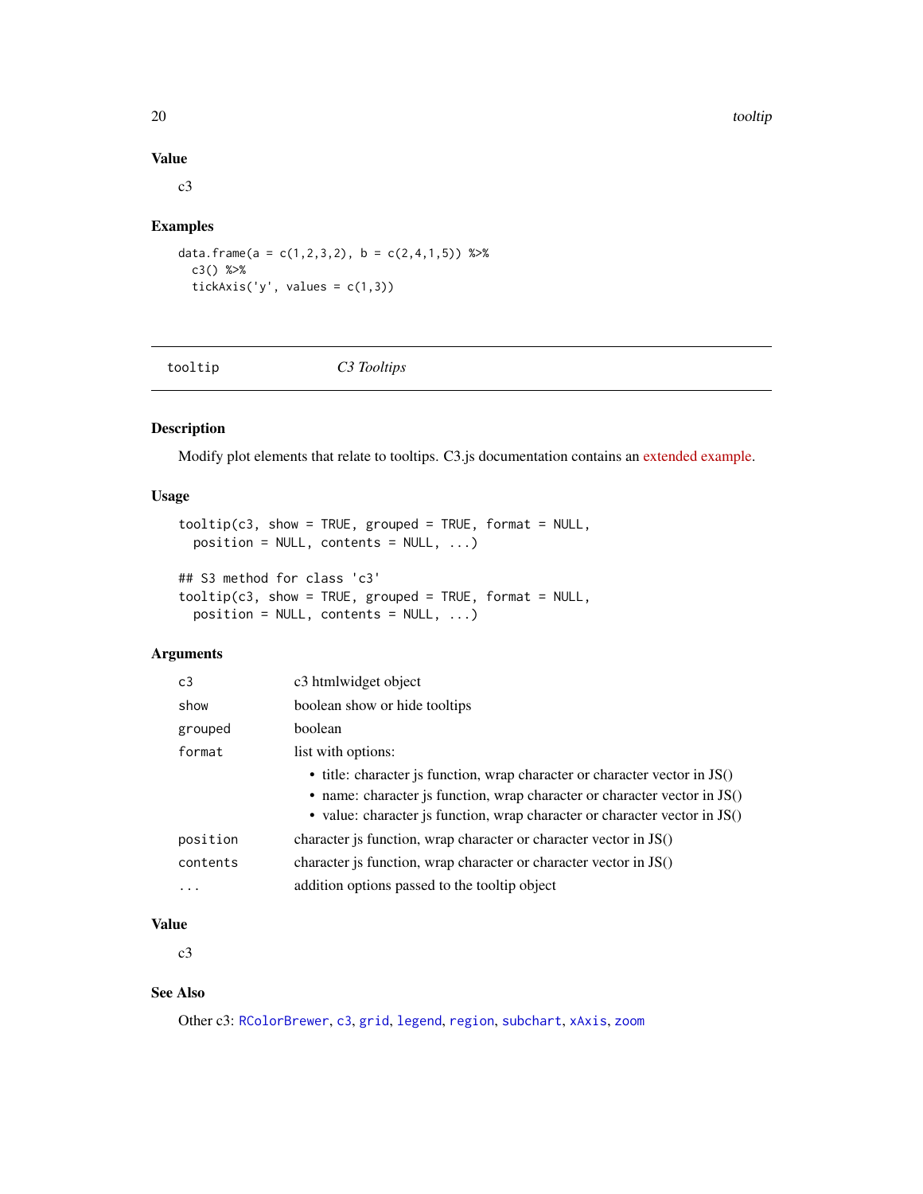### Value

c3

### Examples

```
data.frame(a = c(1,2,3,2), b = c(2,4,1,5)) %>%
  c3() %>%
  tickAxis('y', values = c(1,3))
```

---

## tooltip — *C3 Tooltips*

---

### Description

Modify plot elements that relate to tooltips. C3.js documentation contains an extended example.

### Usage

```
tooltip(c3, show = TRUE, grouped = TRUE, format = NULL,
  position = NULL, contents = NULL, ...)

## S3 method for class 'c3'
tooltip(c3, show = TRUE, grouped = TRUE, format = NULL,
  position = NULL, contents = NULL, ...)
```

### Arguments

| | |
|---|---|
| `c3` | c3 htmlwidget object |
| `show` | boolean show or hide tooltips |
| `grouped` | boolean |
| `format` | list with options: <br>• title: character js function, wrap character or character vector in JS() <br>• name: character js function, wrap character or character vector in JS() <br>• value: character js function, wrap character or character vector in JS() |
| `position` | character js function, wrap character or character vector in JS() |
| `contents` | character js function, wrap character or character vector in JS() |
| `...` | addition options passed to the tooltip object |

### Value

c3

### See Also

Other c3: `RColorBrewer`, `c3`, `grid`, `legend`, `region`, `subchart`, `xAxis`, `zoom`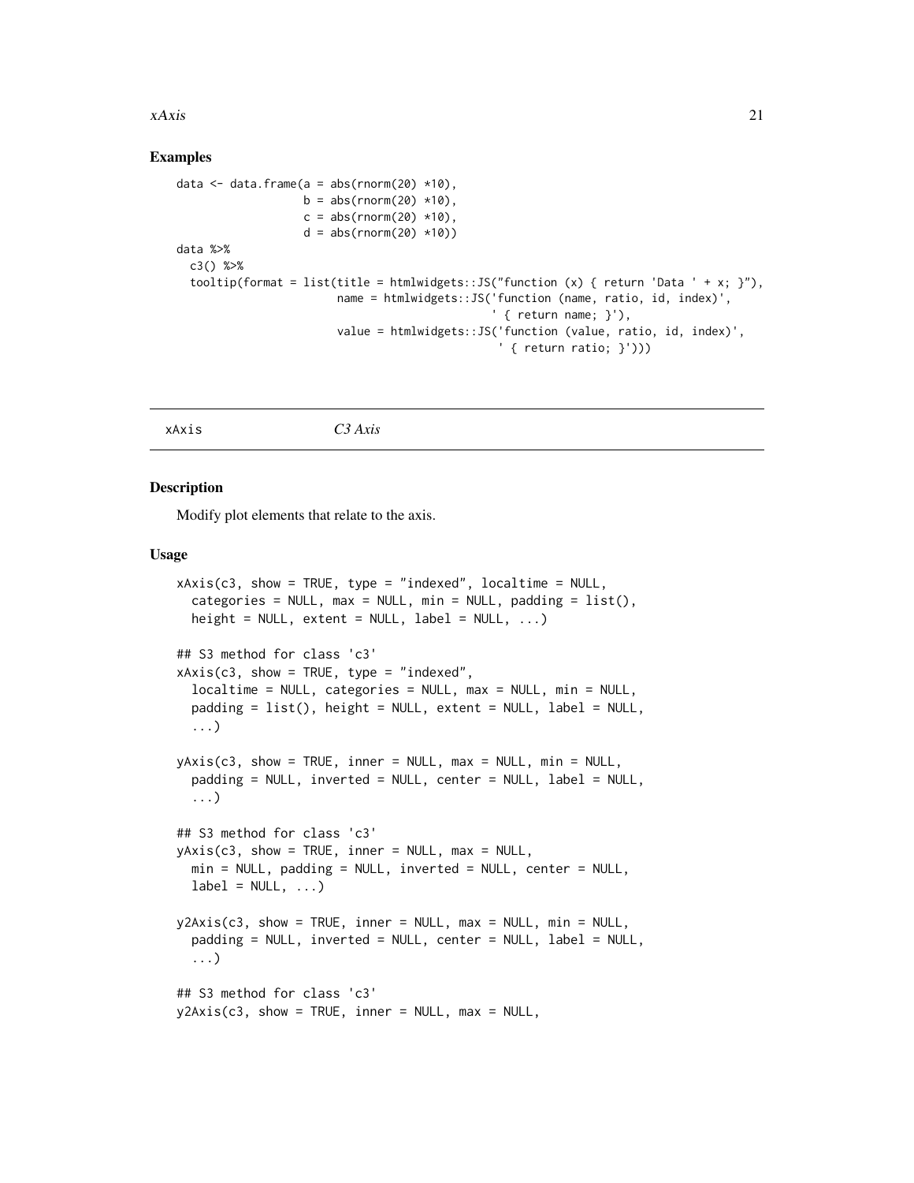## Examples

```
data <- data.frame(a = abs(rnorm(20) *10),
                   b = abs(rnorm(20) *10),
                   c = abs(rnorm(20) *10),
                   d = abs(rnorm(20) *10))
data %>%
  c3() %>%
  tooltip(format = list(title = htmlwidgets::JS("function (x) { return 'Data ' + x; }"),
                        name = htmlwidgets::JS('function (name, ratio, id, index)',
                                               ' { return name; }'),
                        value = htmlwidgets::JS('function (value, ratio, id, index)',
                                                ' { return ratio; }')))
```

---

# xAxis *C3 Axis*

## Description

Modify plot elements that relate to the axis.

## Usage

```
xAxis(c3, show = TRUE, type = "indexed", localtime = NULL,
  categories = NULL, max = NULL, min = NULL, padding = list(),
  height = NULL, extent = NULL, label = NULL, ...)

## S3 method for class 'c3'
xAxis(c3, show = TRUE, type = "indexed",
  localtime = NULL, categories = NULL, max = NULL, min = NULL,
  padding = list(), height = NULL, extent = NULL, label = NULL,
  ...)

yAxis(c3, show = TRUE, inner = NULL, max = NULL, min = NULL,
  padding = NULL, inverted = NULL, center = NULL, label = NULL,
  ...)

## S3 method for class 'c3'
yAxis(c3, show = TRUE, inner = NULL, max = NULL,
  min = NULL, padding = NULL, inverted = NULL, center = NULL,
  label = NULL, ...)

y2Axis(c3, show = TRUE, inner = NULL, max = NULL, min = NULL,
  padding = NULL, inverted = NULL, center = NULL, label = NULL,
  ...)

## S3 method for class 'c3'
y2Axis(c3, show = TRUE, inner = NULL, max = NULL,
```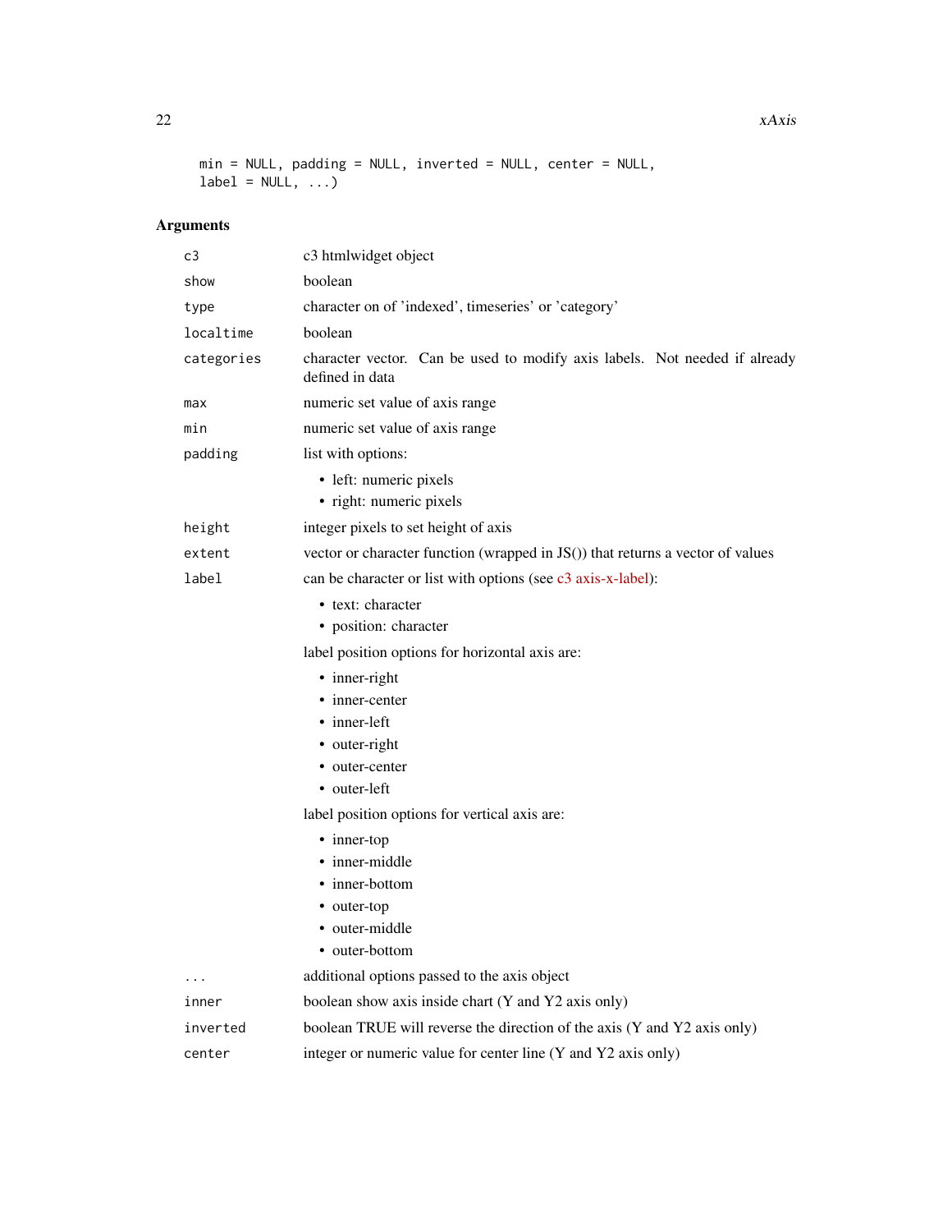```
  min = NULL, padding = NULL, inverted = NULL, center = NULL,
  label = NULL, ...)
```

## Arguments

| | |
|---|---|
| `c3` | c3 htmlwidget object |
| `show` | boolean |
| `type` | character on of 'indexed', timeseries' or 'category' |
| `localtime` | boolean |
| `categories` | character vector. Can be used to modify axis labels. Not needed if already defined in data |
| `max` | numeric set value of axis range |
| `min` | numeric set value of axis range |
| `padding` | list with options:<br>• left: numeric pixels<br>• right: numeric pixels |
| `height` | integer pixels to set height of axis |
| `extent` | vector or character function (wrapped in JS()) that returns a vector of values |
| `label` | can be character or list with options (see c3 axis-x-label):<br>• text: character<br>• position: character<br>label position options for horizontal axis are:<br>• inner-right<br>• inner-center<br>• inner-left<br>• outer-right<br>• outer-center<br>• outer-left<br>label position options for vertical axis are:<br>• inner-top<br>• inner-middle<br>• inner-bottom<br>• outer-top<br>• outer-middle<br>• outer-bottom |
| `...` | additional options passed to the axis object |
| `inner` | boolean show axis inside chart (Y and Y2 axis only) |
| `inverted` | boolean TRUE will reverse the direction of the axis (Y and Y2 axis only) |
| `center` | integer or numeric value for center line (Y and Y2 axis only) |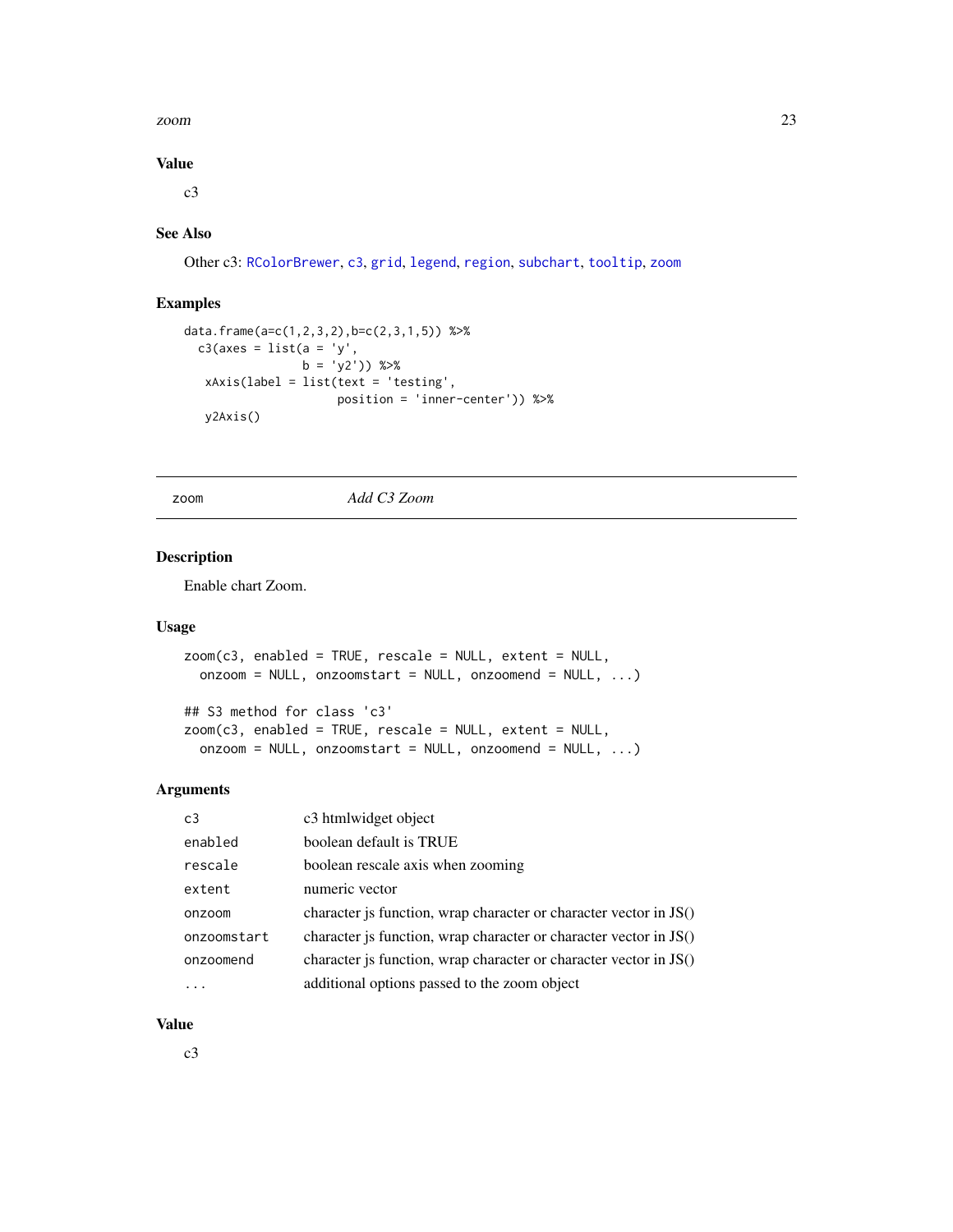### Value

c3

### See Also

Other c3: RColorBrewer, c3, grid, legend, region, subchart, tooltip, zoom

### Examples

```
data.frame(a=c(1,2,3,2),b=c(2,3,1,5)) %>%
  c3(axes = list(a = 'y',
                 b = 'y2')) %>%
   xAxis(label = list(text = 'testing',
                      position = 'inner-center')) %>%
   y2Axis()
```

---

## zoom — *Add C3 Zoom*

### Description

Enable chart Zoom.

### Usage

```
zoom(c3, enabled = TRUE, rescale = NULL, extent = NULL,
  onzoom = NULL, onzoomstart = NULL, onzoomend = NULL, ...)

## S3 method for class 'c3'
zoom(c3, enabled = TRUE, rescale = NULL, extent = NULL,
  onzoom = NULL, onzoomstart = NULL, onzoomend = NULL, ...)
```

### Arguments

| | |
|---|---|
| `c3` | c3 htmlwidget object |
| `enabled` | boolean default is TRUE |
| `rescale` | boolean rescale axis when zooming |
| `extent` | numeric vector |
| `onzoom` | character js function, wrap character or character vector in JS() |
| `onzoomstart` | character js function, wrap character or character vector in JS() |
| `onzoomend` | character js function, wrap character or character vector in JS() |
| `...` | additional options passed to the zoom object |

### Value

c3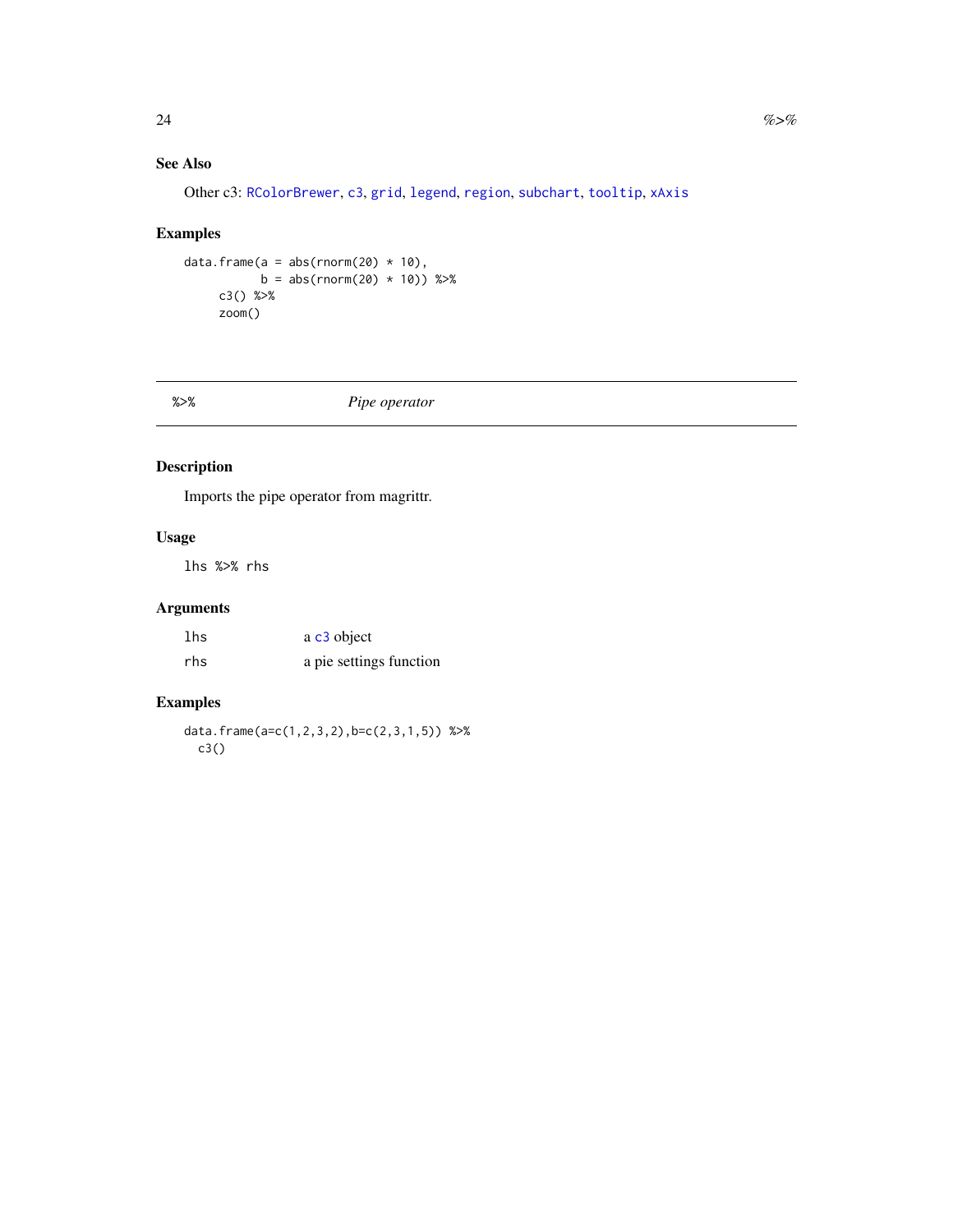### See Also

Other c3: RColorBrewer, c3, grid, legend, region, subchart, tooltip, xAxis

### Examples

```
data.frame(a = abs(rnorm(20) * 10),
           b = abs(rnorm(20) * 10)) %>%
     c3() %>%
     zoom()
```

---

## %>% *Pipe operator*

---

### Description

Imports the pipe operator from magrittr.

### Usage

```
lhs %>% rhs
```

### Arguments

| | |
|---|---|
| lhs | a c3 object |
| rhs | a pie settings function |

### Examples

```
data.frame(a=c(1,2,3,2),b=c(2,3,1,5)) %>%
  c3()
```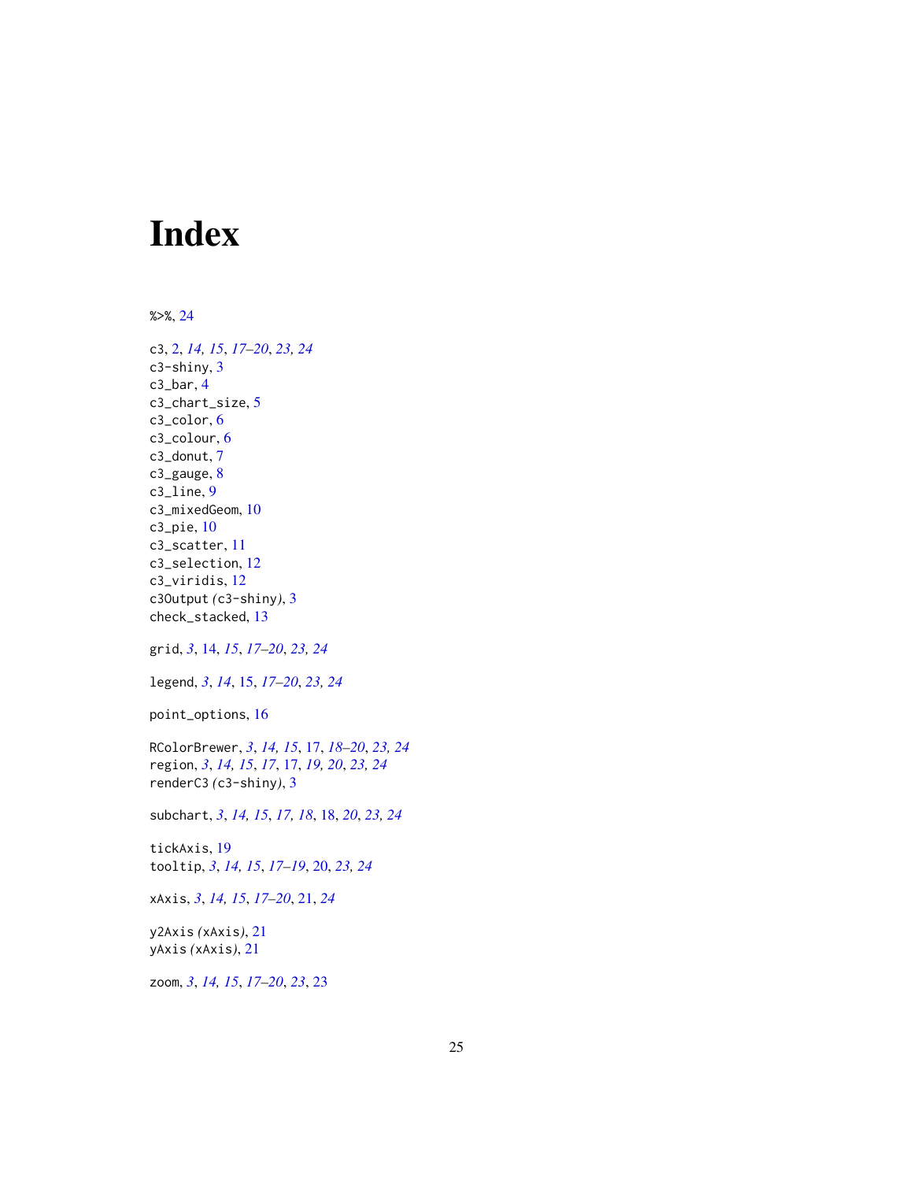# Index

%>%, 24

c3, 2, *14, 15*, *17–20*, *23, 24*
c3-shiny, 3
c3_bar, 4
c3_chart_size, 5
c3_color, 6
c3_colour, 6
c3_donut, 7
c3_gauge, 8
c3_line, 9
c3_mixedGeom, 10
c3_pie, 10
c3_scatter, 11
c3_selection, 12
c3_viridis, 12
c3Output *(*c3-shiny*)*, 3
check_stacked, 13

grid, *3*, 14, *15*, *17–20*, *23, 24*

legend, *3*, *14*, 15, *17–20*, *23, 24*

point_options, 16

RColorBrewer, *3*, *14, 15*, 17, *18–20*, *23, 24*
region, *3*, *14, 15*, *17*, 17, *19, 20*, *23, 24*
renderC3 *(*c3-shiny*)*, 3

subchart, *3*, *14, 15*, *17, 18*, 18, *20*, *23, 24*

tickAxis, 19
tooltip, *3*, *14, 15*, *17–19*, 20, *23, 24*

xAxis, *3*, *14, 15*, *17–20*, 21, *24*

y2Axis *(*xAxis*)*, 21
yAxis *(*xAxis*)*, 21

zoom, *3*, *14, 15*, *17–20*, *23*, 23